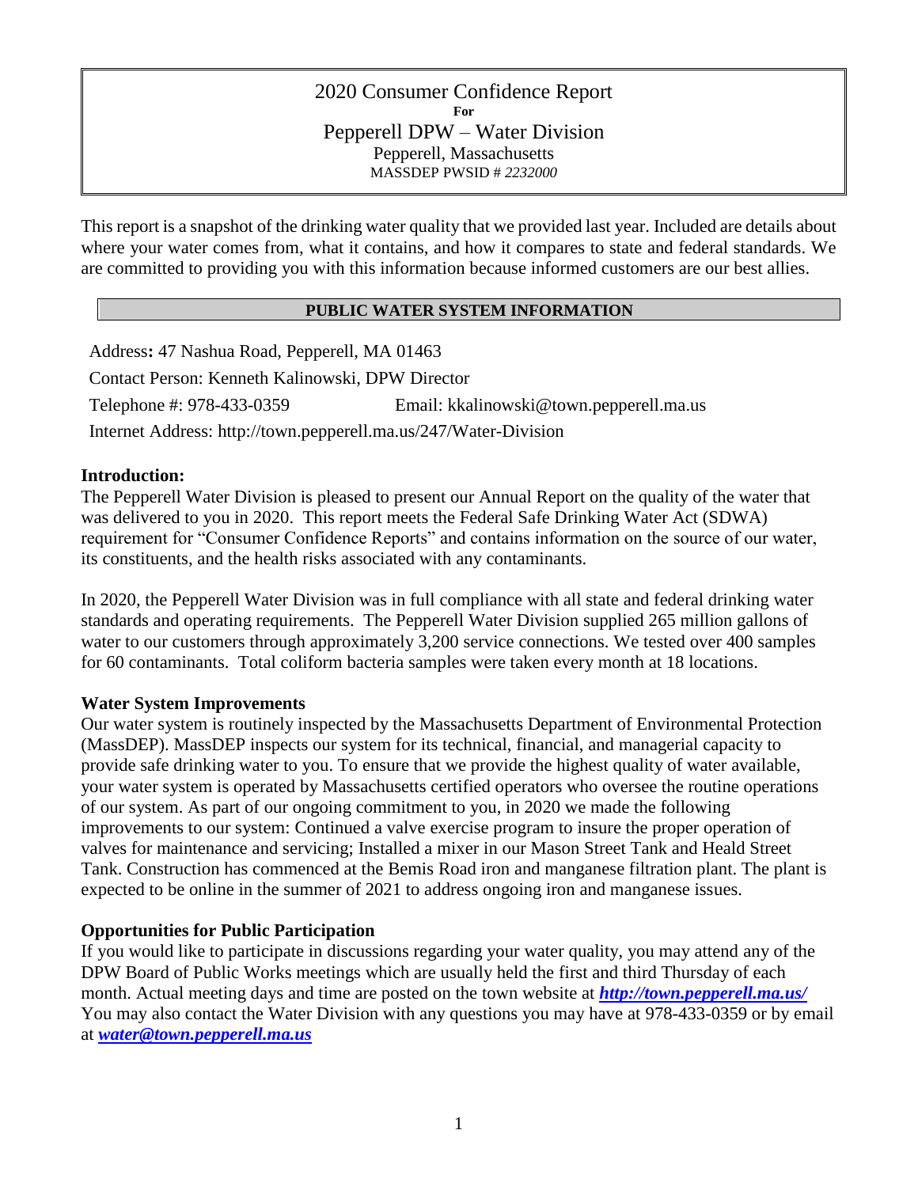# 2020 Consumer Confidence Report

**For**

## Pepperell DPW – Water Division

Pepperell, Massachusetts

MASSDEP PWSID # *2232000*

This report is a snapshot of the drinking water quality that we provided last year. Included are details about where your water comes from, what it contains, and how it compares to state and federal standards. We are committed to providing you with this information because informed customers are our best allies.

## PUBLIC WATER SYSTEM INFORMATION

Address**:** 47 Nashua Road, Pepperell, MA 01463

Contact Person: Kenneth Kalinowski, DPW Director

Telephone #: 978-433-0359 Email: kkalinowski@town.pepperell.ma.us

Internet Address: http://town.pepperell.ma.us/247/Water-Division

### Introduction:

The Pepperell Water Division is pleased to present our Annual Report on the quality of the water that was delivered to you in 2020. This report meets the Federal Safe Drinking Water Act (SDWA) requirement for "Consumer Confidence Reports" and contains information on the source of our water, its constituents, and the health risks associated with any contaminants.

In 2020, the Pepperell Water Division was in full compliance with all state and federal drinking water standards and operating requirements. The Pepperell Water Division supplied 265 million gallons of water to our customers through approximately 3,200 service connections. We tested over 400 samples for 60 contaminants. Total coliform bacteria samples were taken every month at 18 locations.

### Water System Improvements

Our water system is routinely inspected by the Massachusetts Department of Environmental Protection (MassDEP). MassDEP inspects our system for its technical, financial, and managerial capacity to provide safe drinking water to you. To ensure that we provide the highest quality of water available, your water system is operated by Massachusetts certified operators who oversee the routine operations of our system. As part of our ongoing commitment to you, in 2020 we made the following improvements to our system: Continued a valve exercise program to insure the proper operation of valves for maintenance and servicing; Installed a mixer in our Mason Street Tank and Heald Street Tank. Construction has commenced at the Bemis Road iron and manganese filtration plant. The plant is expected to be online in the summer of 2021 to address ongoing iron and manganese issues.

### Opportunities for Public Participation

If you would like to participate in discussions regarding your water quality, you may attend any of the DPW Board of Public Works meetings which are usually held the first and third Thursday of each month. Actual meeting days and time are posted on the town website at ***http://town.pepperell.ma.us/*** You may also contact the Water Division with any questions you may have at 978-433-0359 or by email at ***water@town.pepperell.ma.us***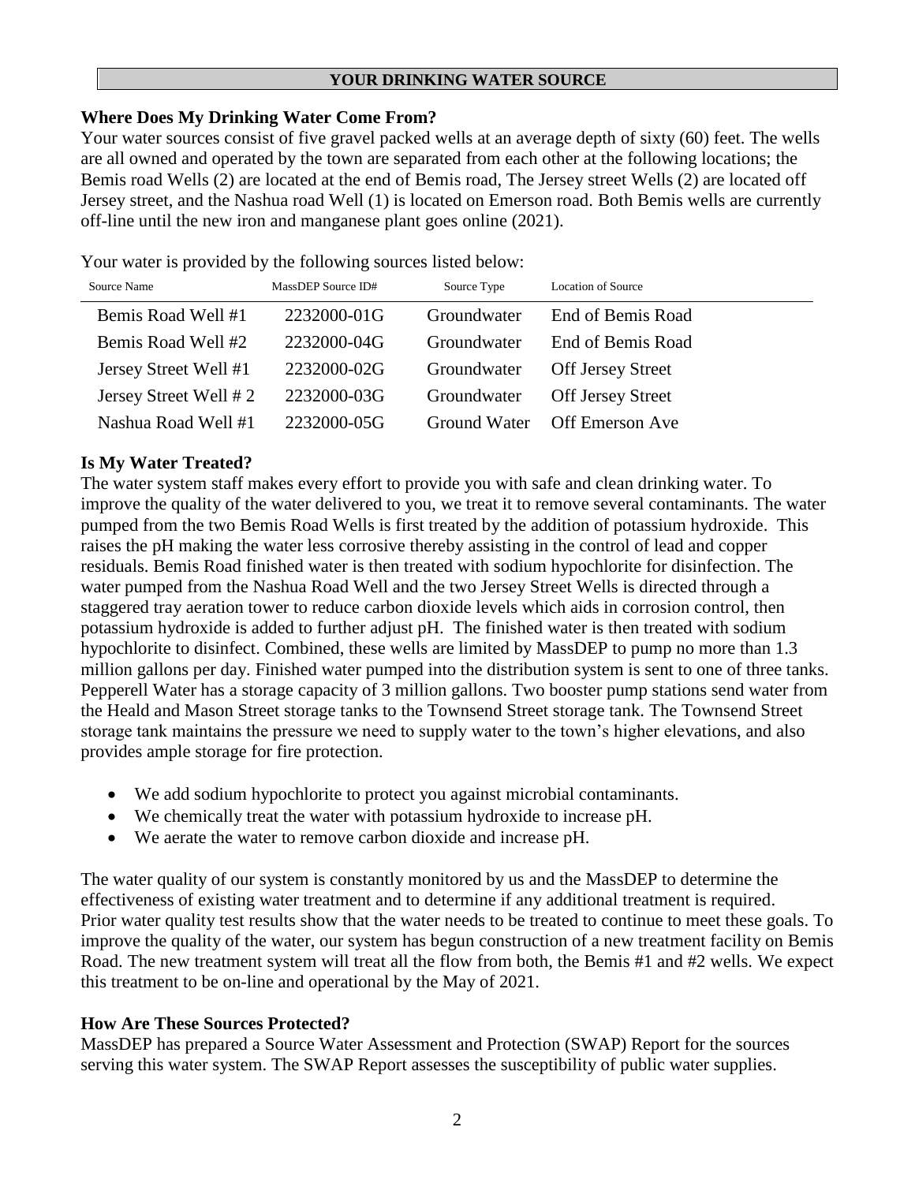## YOUR DRINKING WATER SOURCE

### Where Does My Drinking Water Come From?

Your water sources consist of five gravel packed wells at an average depth of sixty (60) feet. The wells are all owned and operated by the town are separated from each other at the following locations; the Bemis road Wells (2) are located at the end of Bemis road, The Jersey street Wells (2) are located off Jersey street, and the Nashua road Well (1) is located on Emerson road. Both Bemis wells are currently off-line until the new iron and manganese plant goes online (2021).

Your water is provided by the following sources listed below:

| Source Name | MassDEP Source ID# | Source Type | Location of Source |
|---|---|---|---|
| Bemis Road Well #1 | 2232000-01G | Groundwater | End of Bemis Road |
| Bemis Road Well #2 | 2232000-04G | Groundwater | End of Bemis Road |
| Jersey Street Well #1 | 2232000-02G | Groundwater | Off Jersey Street |
| Jersey Street Well # 2 | 2232000-03G | Groundwater | Off Jersey Street |
| Nashua Road Well #1 | 2232000-05G | Ground Water | Off Emerson Ave |

### Is My Water Treated?

The water system staff makes every effort to provide you with safe and clean drinking water. To improve the quality of the water delivered to you, we treat it to remove several contaminants. The water pumped from the two Bemis Road Wells is first treated by the addition of potassium hydroxide. This raises the pH making the water less corrosive thereby assisting in the control of lead and copper residuals. Bemis Road finished water is then treated with sodium hypochlorite for disinfection. The water pumped from the Nashua Road Well and the two Jersey Street Wells is directed through a staggered tray aeration tower to reduce carbon dioxide levels which aids in corrosion control, then potassium hydroxide is added to further adjust pH. The finished water is then treated with sodium hypochlorite to disinfect. Combined, these wells are limited by MassDEP to pump no more than 1.3 million gallons per day. Finished water pumped into the distribution system is sent to one of three tanks. Pepperell Water has a storage capacity of 3 million gallons. Two booster pump stations send water from the Heald and Mason Street storage tanks to the Townsend Street storage tank. The Townsend Street storage tank maintains the pressure we need to supply water to the town's higher elevations, and also provides ample storage for fire protection.

- We add sodium hypochlorite to protect you against microbial contaminants.
- We chemically treat the water with potassium hydroxide to increase pH.
- We aerate the water to remove carbon dioxide and increase pH.

The water quality of our system is constantly monitored by us and the MassDEP to determine the effectiveness of existing water treatment and to determine if any additional treatment is required. Prior water quality test results show that the water needs to be treated to continue to meet these goals. To improve the quality of the water, our system has begun construction of a new treatment facility on Bemis Road. The new treatment system will treat all the flow from both, the Bemis #1 and #2 wells. We expect this treatment to be on-line and operational by the May of 2021.

### How Are These Sources Protected?

MassDEP has prepared a Source Water Assessment and Protection (SWAP) Report for the sources serving this water system. The SWAP Report assesses the susceptibility of public water supplies.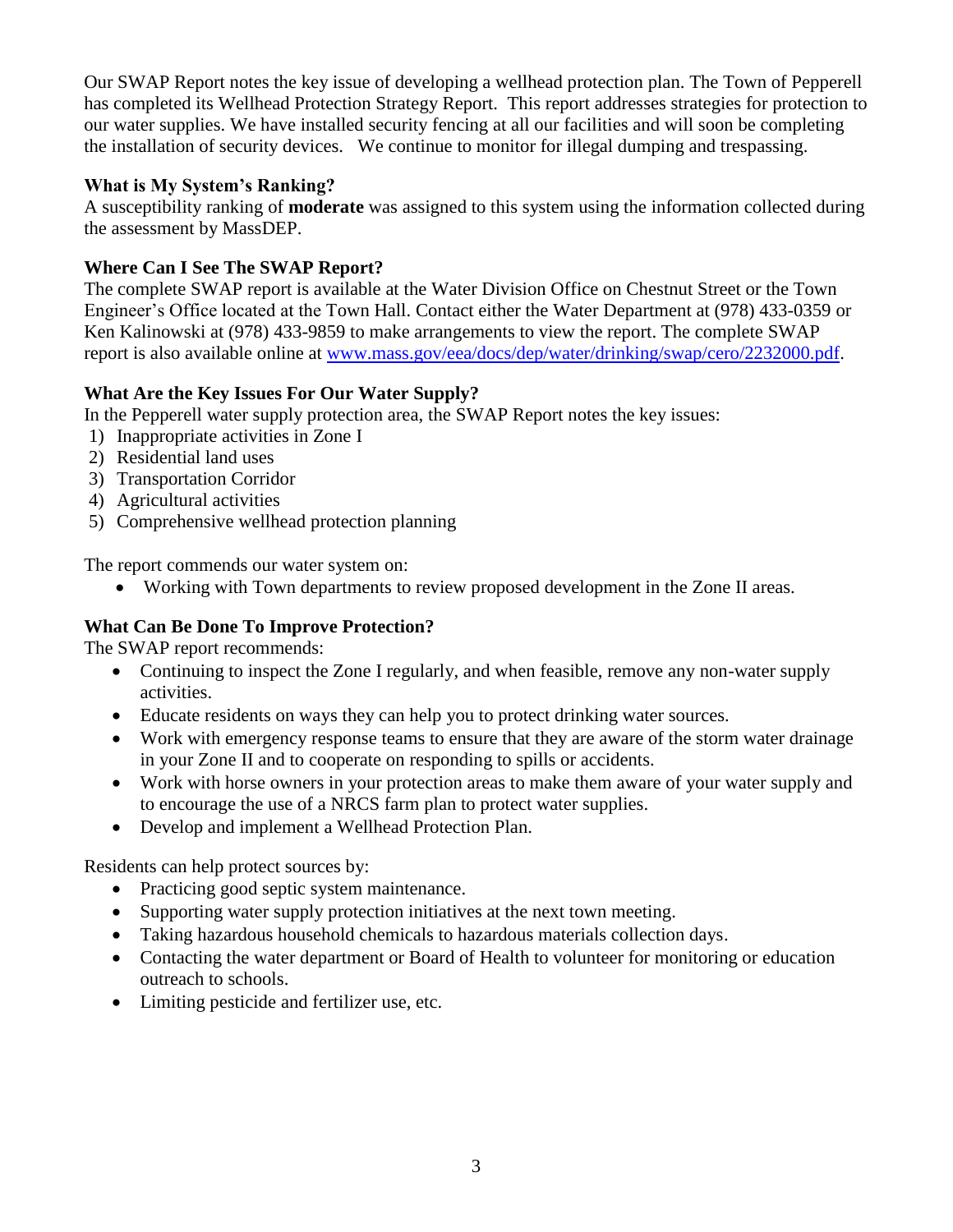Our SWAP Report notes the key issue of developing a wellhead protection plan. The Town of Pepperell has completed its Wellhead Protection Strategy Report. This report addresses strategies for protection to our water supplies. We have installed security fencing at all our facilities and will soon be completing the installation of security devices. We continue to monitor for illegal dumping and trespassing.

### What is My System's Ranking?

A susceptibility ranking of **moderate** was assigned to this system using the information collected during the assessment by MassDEP.

### Where Can I See The SWAP Report?

The complete SWAP report is available at the Water Division Office on Chestnut Street or the Town Engineer's Office located at the Town Hall. Contact either the Water Department at (978) 433-0359 or Ken Kalinowski at (978) 433-9859 to make arrangements to view the report. The complete SWAP report is also available online at [www.mass.gov/eea/docs/dep/water/drinking/swap/cero/2232000.pdf](www.mass.gov/eea/docs/dep/water/drinking/swap/cero/2232000.pdf).

### What Are the Key Issues For Our Water Supply?

In the Pepperell water supply protection area, the SWAP Report notes the key issues:

1) Inappropriate activities in Zone I
2) Residential land uses
3) Transportation Corridor
4) Agricultural activities
5) Comprehensive wellhead protection planning

The report commends our water system on:

- Working with Town departments to review proposed development in the Zone II areas.

### What Can Be Done To Improve Protection?

The SWAP report recommends:

- Continuing to inspect the Zone I regularly, and when feasible, remove any non-water supply activities.
- Educate residents on ways they can help you to protect drinking water sources.
- Work with emergency response teams to ensure that they are aware of the storm water drainage in your Zone II and to cooperate on responding to spills or accidents.
- Work with horse owners in your protection areas to make them aware of your water supply and to encourage the use of a NRCS farm plan to protect water supplies.
- Develop and implement a Wellhead Protection Plan.

Residents can help protect sources by:

- Practicing good septic system maintenance.
- Supporting water supply protection initiatives at the next town meeting.
- Taking hazardous household chemicals to hazardous materials collection days.
- Contacting the water department or Board of Health to volunteer for monitoring or education outreach to schools.
- Limiting pesticide and fertilizer use, etc.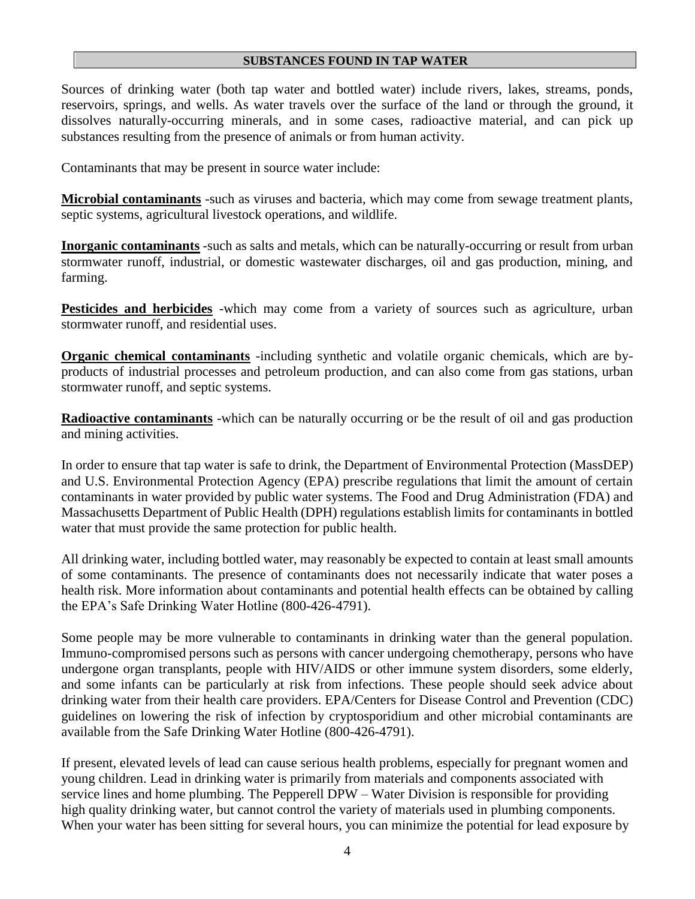## SUBSTANCES FOUND IN TAP WATER

Sources of drinking water (both tap water and bottled water) include rivers, lakes, streams, ponds, reservoirs, springs, and wells. As water travels over the surface of the land or through the ground, it dissolves naturally-occurring minerals, and in some cases, radioactive material, and can pick up substances resulting from the presence of animals or from human activity.

Contaminants that may be present in source water include:

**Microbial contaminants** -such as viruses and bacteria, which may come from sewage treatment plants, septic systems, agricultural livestock operations, and wildlife.

**Inorganic contaminants** -such as salts and metals, which can be naturally-occurring or result from urban stormwater runoff, industrial, or domestic wastewater discharges, oil and gas production, mining, and farming.

**Pesticides and herbicides** -which may come from a variety of sources such as agriculture, urban stormwater runoff, and residential uses.

**Organic chemical contaminants** -including synthetic and volatile organic chemicals, which are by-products of industrial processes and petroleum production, and can also come from gas stations, urban stormwater runoff, and septic systems.

**Radioactive contaminants** -which can be naturally occurring or be the result of oil and gas production and mining activities.

In order to ensure that tap water is safe to drink, the Department of Environmental Protection (MassDEP) and U.S. Environmental Protection Agency (EPA) prescribe regulations that limit the amount of certain contaminants in water provided by public water systems. The Food and Drug Administration (FDA) and Massachusetts Department of Public Health (DPH) regulations establish limits for contaminants in bottled water that must provide the same protection for public health.

All drinking water, including bottled water, may reasonably be expected to contain at least small amounts of some contaminants. The presence of contaminants does not necessarily indicate that water poses a health risk. More information about contaminants and potential health effects can be obtained by calling the EPA's Safe Drinking Water Hotline (800-426-4791).

Some people may be more vulnerable to contaminants in drinking water than the general population. Immuno-compromised persons such as persons with cancer undergoing chemotherapy, persons who have undergone organ transplants, people with HIV/AIDS or other immune system disorders, some elderly, and some infants can be particularly at risk from infections. These people should seek advice about drinking water from their health care providers. EPA/Centers for Disease Control and Prevention (CDC) guidelines on lowering the risk of infection by cryptosporidium and other microbial contaminants are available from the Safe Drinking Water Hotline (800-426-4791).

If present, elevated levels of lead can cause serious health problems, especially for pregnant women and young children. Lead in drinking water is primarily from materials and components associated with service lines and home plumbing. The Pepperell DPW – Water Division is responsible for providing high quality drinking water, but cannot control the variety of materials used in plumbing components. When your water has been sitting for several hours, you can minimize the potential for lead exposure by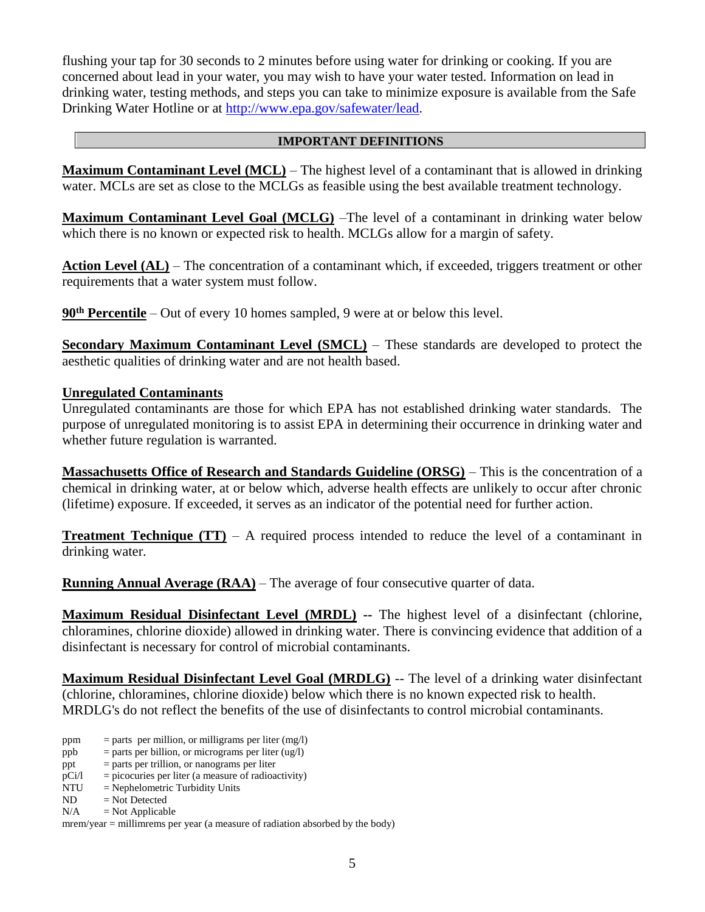flushing your tap for 30 seconds to 2 minutes before using water for drinking or cooking. If you are concerned about lead in your water, you may wish to have your water tested. Information on lead in drinking water, testing methods, and steps you can take to minimize exposure is available from the Safe Drinking Water Hotline or at [http://www.epa.gov/safewater/lead](http://www.epa.gov/safewater/lead).

## IMPORTANT DEFINITIONS

**Maximum Contaminant Level (MCL)** – The highest level of a contaminant that is allowed in drinking water. MCLs are set as close to the MCLGs as feasible using the best available treatment technology.

**Maximum Contaminant Level Goal (MCLG)** –The level of a contaminant in drinking water below which there is no known or expected risk to health. MCLGs allow for a margin of safety.

**Action Level (AL)** – The concentration of a contaminant which, if exceeded, triggers treatment or other requirements that a water system must follow.

**90th Percentile** – Out of every 10 homes sampled, 9 were at or below this level.

**Secondary Maximum Contaminant Level (SMCL)** – These standards are developed to protect the aesthetic qualities of drinking water and are not health based.

**Unregulated Contaminants**
Unregulated contaminants are those for which EPA has not established drinking water standards. The purpose of unregulated monitoring is to assist EPA in determining their occurrence in drinking water and whether future regulation is warranted.

**Massachusetts Office of Research and Standards Guideline (ORSG)** – This is the concentration of a chemical in drinking water, at or below which, adverse health effects are unlikely to occur after chronic (lifetime) exposure. If exceeded, it serves as an indicator of the potential need for further action.

**Treatment Technique (TT)** – A required process intended to reduce the level of a contaminant in drinking water.

**Running Annual Average (RAA)** – The average of four consecutive quarter of data.

**Maximum Residual Disinfectant Level (MRDL)** -- The highest level of a disinfectant (chlorine, chloramines, chlorine dioxide) allowed in drinking water. There is convincing evidence that addition of a disinfectant is necessary for control of microbial contaminants.

**Maximum Residual Disinfectant Level Goal (MRDLG)** -- The level of a drinking water disinfectant (chlorine, chloramines, chlorine dioxide) below which there is no known expected risk to health. MRDLG's do not reflect the benefits of the use of disinfectants to control microbial contaminants.

ppm = parts per million, or milligrams per liter (mg/l)
ppb = parts per billion, or micrograms per liter (ug/l)
ppt = parts per trillion, or nanograms per liter
pCi/l = picocuries per liter (a measure of radioactivity)
NTU = Nephelometric Turbidity Units
ND = Not Detected
N/A = Not Applicable
mrem/year = millimrems per year (a measure of radiation absorbed by the body)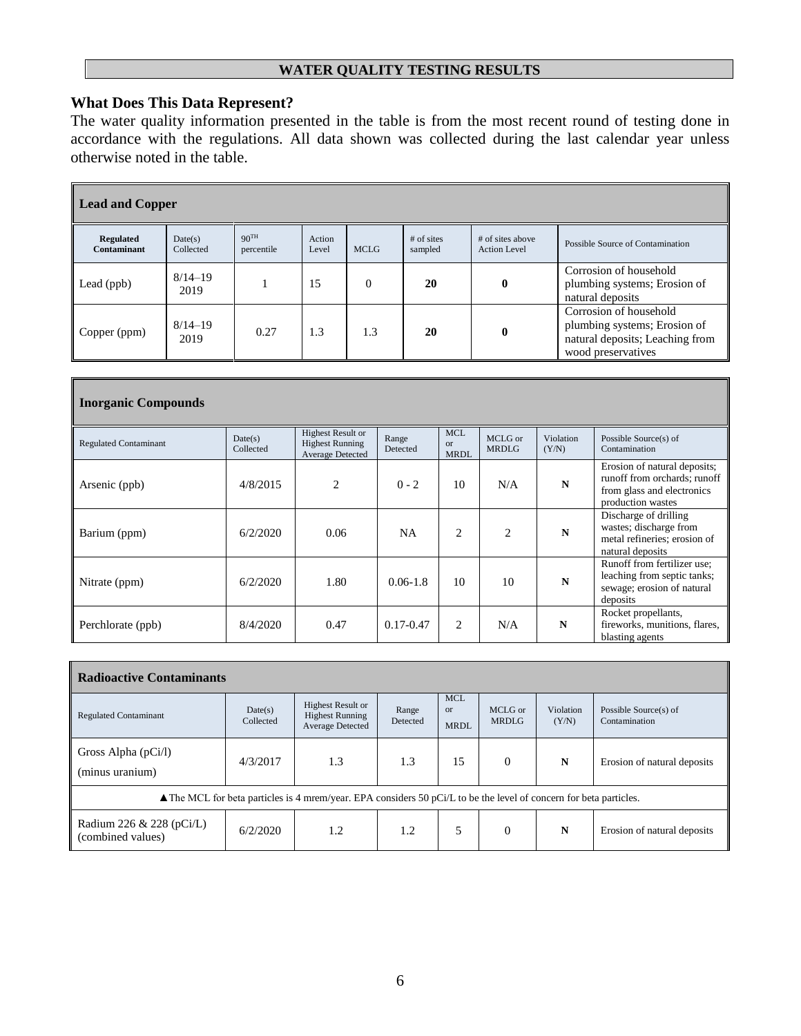## WATER QUALITY TESTING RESULTS

### What Does This Data Represent?

The water quality information presented in the table is from the most recent round of testing done in accordance with the regulations. All data shown was collected during the last calendar year unless otherwise noted in the table.

| **Lead and Copper** | | | | | | | |
|---|---|---|---|---|---|---|---|
| **Regulated Contaminant** | Date(s) Collected | $90^{TH}$ percentile | Action Level | MCLG | # of sites sampled | # of sites above Action Level | Possible Source of Contamination |
| Lead (ppb) | 8/14–19 2019 | 1 | 15 | 0 | **20** | **0** | Corrosion of household plumbing systems; Erosion of natural deposits |
| Copper (ppm) | 8/14–19 2019 | 0.27 | 1.3 | 1.3 | **20** | **0** | Corrosion of household plumbing systems; Erosion of natural deposits; Leaching from wood preservatives |

| **Inorganic Compounds** | | | | | | | |
|---|---|---|---|---|---|---|---|
| Regulated Contaminant | Date(s) Collected | Highest Result or Highest Running Average Detected | Range Detected | MCL or MRDL | MCLG or MRDLG | Violation (Y/N) | Possible Source(s) of Contamination |
| Arsenic (ppb) | 4/8/2015 | 2 | 0 - 2 | 10 | N/A | **N** | Erosion of natural deposits; runoff from orchards; runoff from glass and electronics production wastes |
| Barium (ppm) | 6/2/2020 | 0.06 | NA | 2 | 2 | **N** | Discharge of drilling wastes; discharge from metal refineries; erosion of natural deposits |
| Nitrate (ppm) | 6/2/2020 | 1.80 | 0.06-1.8 | 10 | 10 | **N** | Runoff from fertilizer use; leaching from septic tanks; sewage; erosion of natural deposits |
| Perchlorate (ppb) | 8/4/2020 | 0.47 | 0.17-0.47 | 2 | N/A | **N** | Rocket propellants, fireworks, munitions, flares, blasting agents |

| **Radioactive Contaminants** | | | | | | | |
|---|---|---|---|---|---|---|---|
| Regulated Contaminant | Date(s) Collected | Highest Result or Highest Running Average Detected | Range Detected | MCL or MRDL | MCLG or MRDLG | Violation (Y/N) | Possible Source(s) of Contamination |
| Gross Alpha (pCi/l) (minus uranium) | 4/3/2017 | 1.3 | 1.3 | 15 | 0 | **N** | Erosion of natural deposits |
| ▲The MCL for beta particles is 4 mrem/year. EPA considers 50 pCi/L to be the level of concern for beta particles. | | | | | | | |
| Radium 226 & 228 (pCi/L) (combined values) | 6/2/2020 | 1.2 | 1.2 | 5 | 0 | **N** | Erosion of natural deposits |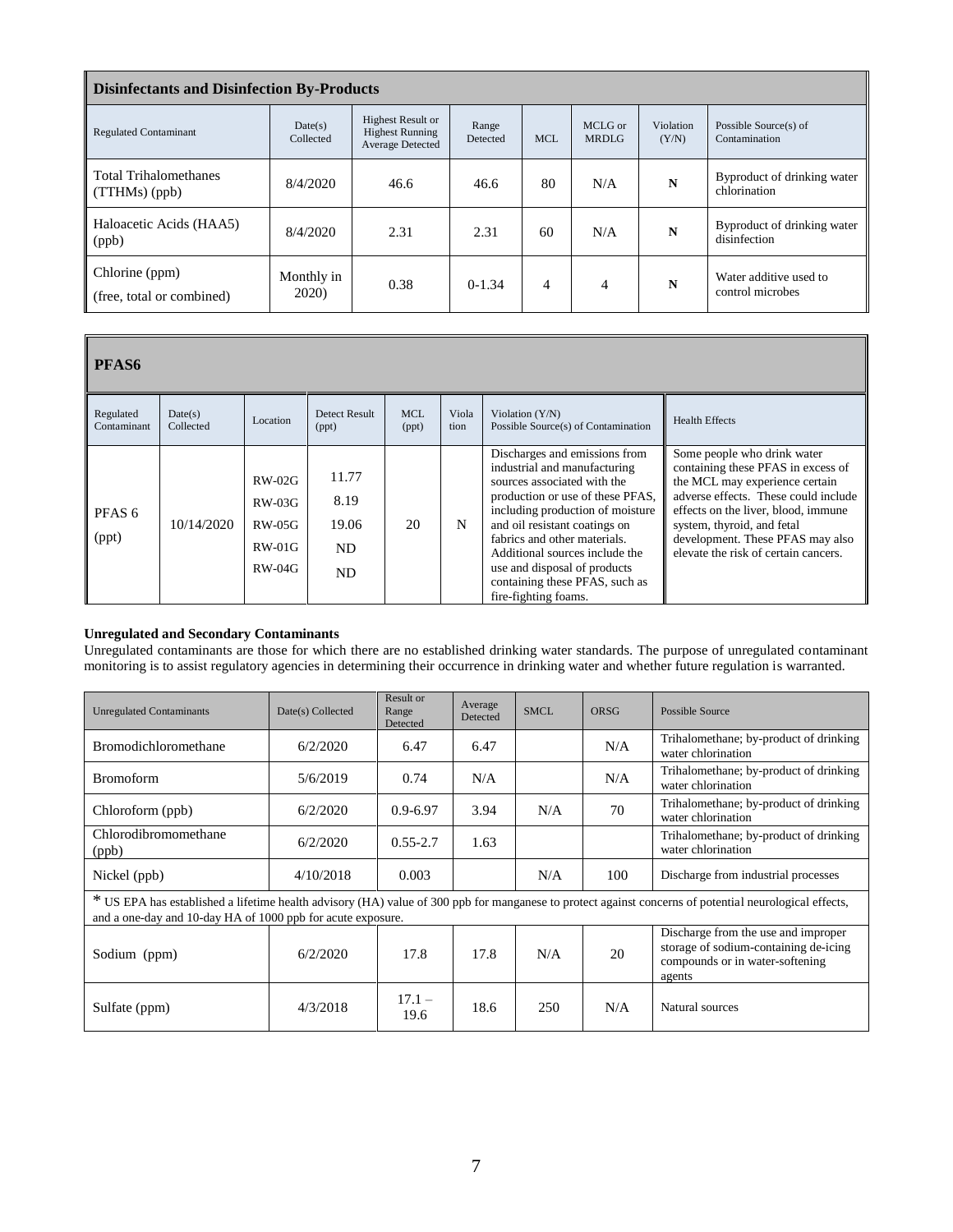| **Disinfectants and Disinfection By-Products** | | | | | | | |
|---|---|---|---|---|---|---|---|
| Regulated Contaminant | Date(s) Collected | Highest Result or Highest Running Average Detected | Range Detected | MCL | MCLG or MRDLG | Violation (Y/N) | Possible Source(s) of Contamination |
| Total Trihalomethanes (TTHMs) (ppb) | 8/4/2020 | 46.6 | 46.6 | 80 | N/A | **N** | Byproduct of drinking water chlorination |
| Haloacetic Acids (HAA5) (ppb) | 8/4/2020 | 2.31 | 2.31 | 60 | N/A | **N** | Byproduct of drinking water disinfection |
| Chlorine (ppm) (free, total or combined) | Monthly in 2020) | 0.38 | 0-1.34 | 4 | 4 | **N** | Water additive used to control microbes |

| **PFAS6** | | | | | | | |
|---|---|---|---|---|---|---|---|
| Regulated Contaminant | Date(s) Collected | Location | Detect Result (ppt) | MCL (ppt) | Violation | Violation (Y/N) Possible Source(s) of Contamination | Health Effects |
| PFAS 6 (ppt) | 10/14/2020 | RW-02G<br>RW-03G<br>RW-05G<br>RW-01G<br>RW-04G | 11.77<br>8.19<br>19.06<br>ND<br>ND | 20 | N | Discharges and emissions from industrial and manufacturing sources associated with the production or use of these PFAS, including production of moisture and oil resistant coatings on fabrics and other materials. Additional sources include the use and disposal of products containing these PFAS, such as fire-fighting foams. | Some people who drink water containing these PFAS in excess of the MCL may experience certain adverse effects. These could include effects on the liver, blood, immune system, thyroid, and fetal development. These PFAS may also elevate the risk of certain cancers. |

**Unregulated and Secondary Contaminants**

Unregulated contaminants are those for which there are no established drinking water standards. The purpose of unregulated contaminant monitoring is to assist regulatory agencies in determining their occurrence in drinking water and whether future regulation is warranted.

| Unregulated Contaminants | Date(s) Collected | Result or Range Detected | Average Detected | SMCL | ORSG | Possible Source |
|---|---|---|---|---|---|---|
| Bromodichloromethane | 6/2/2020 | 6.47 | 6.47 | | N/A | Trihalomethane; by-product of drinking water chlorination |
| Bromoform | 5/6/2019 | 0.74 | N/A | | N/A | Trihalomethane; by-product of drinking water chlorination |
| Chloroform (ppb) | 6/2/2020 | 0.9-6.97 | 3.94 | N/A | 70 | Trihalomethane; by-product of drinking water chlorination |
| Chlorodibromomethane (ppb) | 6/2/2020 | 0.55-2.7 | 1.63 | | | Trihalomethane; by-product of drinking water chlorination |
| Nickel (ppb) | 4/10/2018 | 0.003 | | N/A | 100 | Discharge from industrial processes |
| * US EPA has established a lifetime health advisory (HA) value of 300 ppb for manganese to protect against concerns of potential neurological effects, and a one-day and 10-day HA of 1000 ppb for acute exposure. | | | | | | |
| Sodium (ppm) | 6/2/2020 | 17.8 | 17.8 | N/A | 20 | Discharge from the use and improper storage of sodium-containing de-icing compounds or in water-softening agents |
| Sulfate (ppm) | 4/3/2018 | 17.1 – 19.6 | 18.6 | 250 | N/A | Natural sources |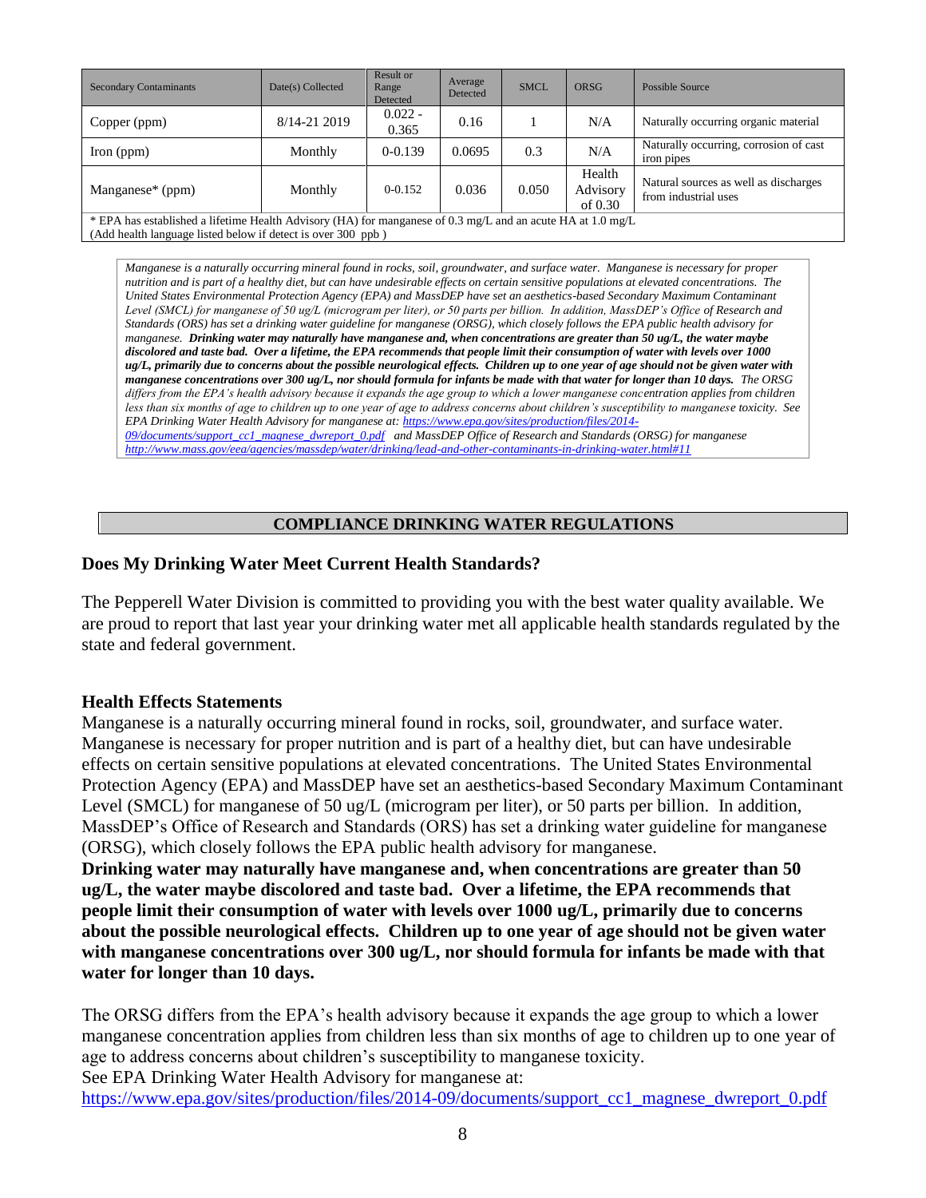| Secondary Contaminants | Date(s) Collected | Result or Range Detected | Average Detected | SMCL | ORSG | Possible Source |
|---|---|---|---|---|---|---|
| Copper (ppm) | 8/14-21 2019 | 0.022 - 0.365 | 0.16 | 1 | N/A | Naturally occurring organic material |
| Iron (ppm) | Monthly | 0-0.139 | 0.0695 | 0.3 | N/A | Naturally occurring, corrosion of cast iron pipes |
| Manganese* (ppm) | Monthly | 0-0.152 | 0.036 | 0.050 | Health Advisory of 0.30 | Natural sources as well as discharges from industrial uses |
| * EPA has established a lifetime Health Advisory (HA) for manganese of 0.3 mg/L and an acute HA at 1.0 mg/L (Add health language listed below if detect is over 300 ppb ) | | | | | | |

*Manganese is a naturally occurring mineral found in rocks, soil, groundwater, and surface water. Manganese is necessary for proper nutrition and is part of a healthy diet, but can have undesirable effects on certain sensitive populations at elevated concentrations. The United States Environmental Protection Agency (EPA) and MassDEP have set an aesthetics-based Secondary Maximum Contaminant Level (SMCL) for manganese of 50 ug/L (microgram per liter), or 50 parts per billion. In addition, MassDEP's Office of Research and Standards (ORS) has set a drinking water guideline for manganese (ORSG), which closely follows the EPA public health advisory for manganese.* ***Drinking water may naturally have manganese and, when concentrations are greater than 50 ug/L, the water maybe discolored and taste bad. Over a lifetime, the EPA recommends that people limit their consumption of water with levels over 1000 ug/L, primarily due to concerns about the possible neurological effects. Children up to one year of age should not be given water with manganese concentrations over 300 ug/L, nor should formula for infants be made with that water for longer than 10 days.*** *The ORSG differs from the EPA's health advisory because it expands the age group to which a lower manganese concentration applies from children less than six months of age to children up to one year of age to address concerns about children's susceptibility to manganese toxicity. See EPA Drinking Water Health Advisory for manganese at: https://www.epa.gov/sites/production/files/2014-09/documents/support_cc1_magnese_dwreport_0.pdf and MassDEP Office of Research and Standards (ORSG) for manganese http://www.mass.gov/eea/agencies/massdep/water/drinking/lead-and-other-contaminants-in-drinking-water.html#11*

## COMPLIANCE DRINKING WATER REGULATIONS

### Does My Drinking Water Meet Current Health Standards?

The Pepperell Water Division is committed to providing you with the best water quality available. We are proud to report that last year your drinking water met all applicable health standards regulated by the state and federal government.

### Health Effects Statements

Manganese is a naturally occurring mineral found in rocks, soil, groundwater, and surface water. Manganese is necessary for proper nutrition and is part of a healthy diet, but can have undesirable effects on certain sensitive populations at elevated concentrations. The United States Environmental Protection Agency (EPA) and MassDEP have set an aesthetics-based Secondary Maximum Contaminant Level (SMCL) for manganese of 50 ug/L (microgram per liter), or 50 parts per billion. In addition, MassDEP's Office of Research and Standards (ORS) has set a drinking water guideline for manganese (ORSG), which closely follows the EPA public health advisory for manganese.
**Drinking water may naturally have manganese and, when concentrations are greater than 50 ug/L, the water maybe discolored and taste bad. Over a lifetime, the EPA recommends that people limit their consumption of water with levels over 1000 ug/L, primarily due to concerns about the possible neurological effects. Children up to one year of age should not be given water with manganese concentrations over 300 ug/L, nor should formula for infants be made with that water for longer than 10 days.**

The ORSG differs from the EPA's health advisory because it expands the age group to which a lower manganese concentration applies from children less than six months of age to children up to one year of age to address concerns about children's susceptibility to manganese toxicity.
See EPA Drinking Water Health Advisory for manganese at:
https://www.epa.gov/sites/production/files/2014-09/documents/support_cc1_magnese_dwreport_0.pdf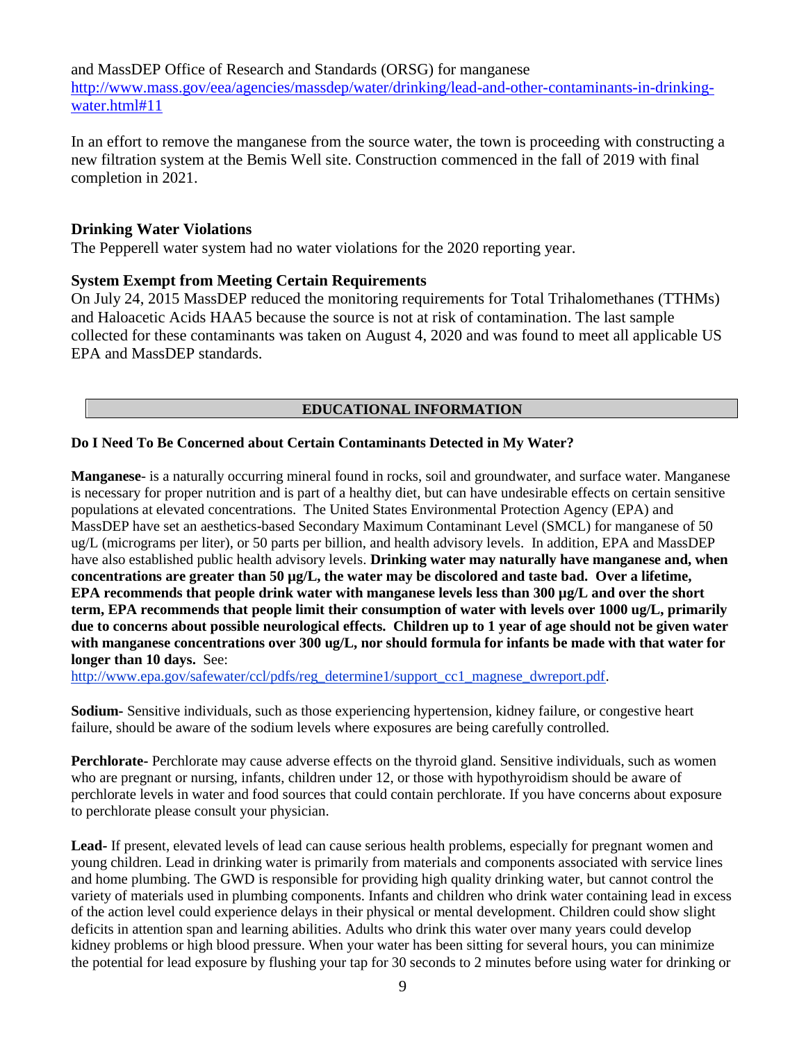and MassDEP Office of Research and Standards (ORSG) for manganese
http://www.mass.gov/eea/agencies/massdep/water/drinking/lead-and-other-contaminants-in-drinking-water.html#11

In an effort to remove the manganese from the source water, the town is proceeding with constructing a new filtration system at the Bemis Well site. Construction commenced in the fall of 2019 with final completion in 2021.

### Drinking Water Violations

The Pepperell water system had no water violations for the 2020 reporting year.

### System Exempt from Meeting Certain Requirements

On July 24, 2015 MassDEP reduced the monitoring requirements for Total Trihalomethanes (TTHMs) and Haloacetic Acids HAA5 because the source is not at risk of contamination. The last sample collected for these contaminants was taken on August 4, 2020 and was found to meet all applicable US EPA and MassDEP standards.

## EDUCATIONAL INFORMATION

**Do I Need To Be Concerned about Certain Contaminants Detected in My Water?**

**Manganese**- is a naturally occurring mineral found in rocks, soil and groundwater, and surface water. Manganese is necessary for proper nutrition and is part of a healthy diet, but can have undesirable effects on certain sensitive populations at elevated concentrations. The United States Environmental Protection Agency (EPA) and MassDEP have set an aesthetics-based Secondary Maximum Contaminant Level (SMCL) for manganese of 50 ug/L (micrograms per liter), or 50 parts per billion, and health advisory levels. In addition, EPA and MassDEP have also established public health advisory levels. **Drinking water may naturally have manganese and, when concentrations are greater than 50 µg/L, the water may be discolored and taste bad. Over a lifetime, EPA recommends that people drink water with manganese levels less than 300 µg/L and over the short term, EPA recommends that people limit their consumption of water with levels over 1000 ug/L, primarily due to concerns about possible neurological effects. Children up to 1 year of age should not be given water with manganese concentrations over 300 ug/L, nor should formula for infants be made with that water for longer than 10 days.** See: http://www.epa.gov/safewater/ccl/pdfs/reg_determine1/support_cc1_magnese_dwreport.pdf.

**Sodium-** Sensitive individuals, such as those experiencing hypertension, kidney failure, or congestive heart failure, should be aware of the sodium levels where exposures are being carefully controlled.

**Perchlorate-** Perchlorate may cause adverse effects on the thyroid gland. Sensitive individuals, such as women who are pregnant or nursing, infants, children under 12, or those with hypothyroidism should be aware of perchlorate levels in water and food sources that could contain perchlorate. If you have concerns about exposure to perchlorate please consult your physician.

**Lead-** If present, elevated levels of lead can cause serious health problems, especially for pregnant women and young children. Lead in drinking water is primarily from materials and components associated with service lines and home plumbing. The GWD is responsible for providing high quality drinking water, but cannot control the variety of materials used in plumbing components. Infants and children who drink water containing lead in excess of the action level could experience delays in their physical or mental development. Children could show slight deficits in attention span and learning abilities. Adults who drink this water over many years could develop kidney problems or high blood pressure. When your water has been sitting for several hours, you can minimize the potential for lead exposure by flushing your tap for 30 seconds to 2 minutes before using water for drinking or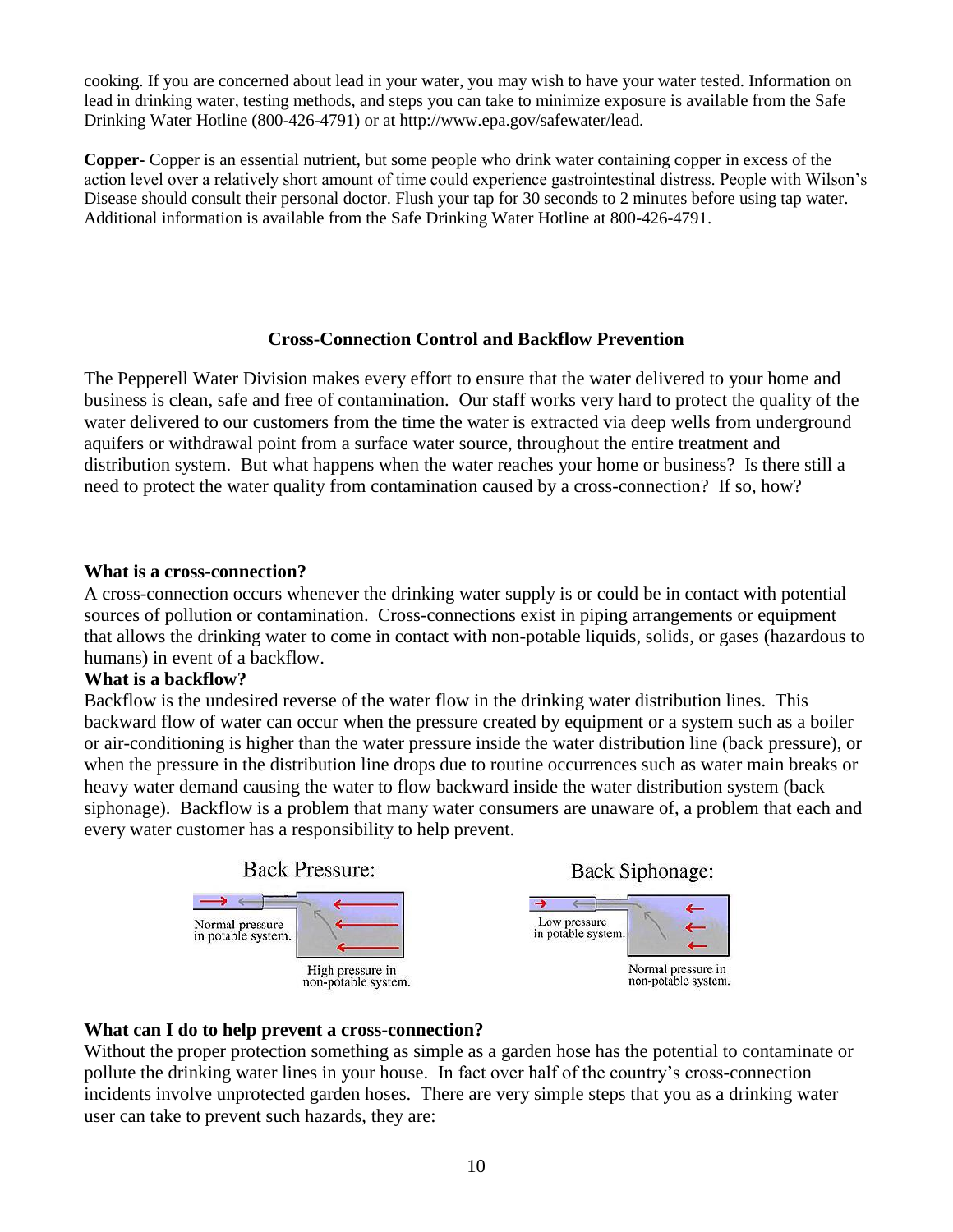cooking. If you are concerned about lead in your water, you may wish to have your water tested. Information on lead in drinking water, testing methods, and steps you can take to minimize exposure is available from the Safe Drinking Water Hotline (800-426-4791) or at http://www.epa.gov/safewater/lead.

**Copper**- Copper is an essential nutrient, but some people who drink water containing copper in excess of the action level over a relatively short amount of time could experience gastrointestinal distress. People with Wilson's Disease should consult their personal doctor. Flush your tap for 30 seconds to 2 minutes before using tap water. Additional information is available from the Safe Drinking Water Hotline at 800-426-4791.

## Cross-Connection Control and Backflow Prevention

The Pepperell Water Division makes every effort to ensure that the water delivered to your home and business is clean, safe and free of contamination. Our staff works very hard to protect the quality of the water delivered to our customers from the time the water is extracted via deep wells from underground aquifers or withdrawal point from a surface water source, throughout the entire treatment and distribution system. But what happens when the water reaches your home or business? Is there still a need to protect the water quality from contamination caused by a cross-connection? If so, how?

### What is a cross-connection?

A cross-connection occurs whenever the drinking water supply is or could be in contact with potential sources of pollution or contamination. Cross-connections exist in piping arrangements or equipment that allows the drinking water to come in contact with non-potable liquids, solids, or gases (hazardous to humans) in event of a backflow.

### What is a backflow?

Backflow is the undesired reverse of the water flow in the drinking water distribution lines. This backward flow of water can occur when the pressure created by equipment or a system such as a boiler or air-conditioning is higher than the water pressure inside the water distribution line (back pressure), or when the pressure in the distribution line drops due to routine occurrences such as water main breaks or heavy water demand causing the water to flow backward inside the water distribution system (back siphonage). Backflow is a problem that many water consumers are unaware of, a problem that each and every water customer has a responsibility to help prevent.

Back Pressure: Normal pressure in potable system. High pressure in non-potable system.

Back Siphonage: Low pressure in potable system. Normal pressure in non-potable system.

### What can I do to help prevent a cross-connection?

Without the proper protection something as simple as a garden hose has the potential to contaminate or pollute the drinking water lines in your house. In fact over half of the country's cross-connection incidents involve unprotected garden hoses. There are very simple steps that you as a drinking water user can take to prevent such hazards, they are: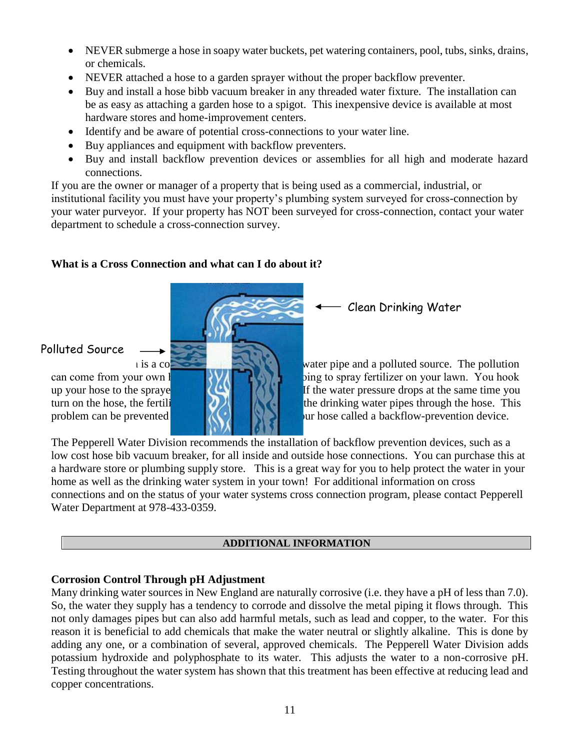- NEVER submerge a hose in soapy water buckets, pet watering containers, pool, tubs, sinks, drains, or chemicals.
- NEVER attached a hose to a garden sprayer without the proper backflow preventer.
- Buy and install a hose bibb vacuum breaker in any threaded water fixture. The installation can be as easy as attaching a garden hose to a spigot. This inexpensive device is available at most hardware stores and home-improvement centers.
- Identify and be aware of potential cross-connections to your water line.
- Buy appliances and equipment with backflow preventers.
- Buy and install backflow prevention devices or assemblies for all high and moderate hazard connections.

If you are the owner or manager of a property that is being used as a commercial, industrial, or institutional facility you must have your property's plumbing system surveyed for cross-connection by your water purveyor. If your property has NOT been surveyed for cross-connection, contact your water department to schedule a cross-connection survey.

**What is a Cross Connection and what can I do about it?**

Clean Drinking Water

Polluted Source

ı is a co water pipe and a polluted source. The pollution can come from your own l ping to spray fertilizer on your lawn. You hook up your hose to the spraye If the water pressure drops at the same time you turn on the hose, the fertili the drinking water pipes through the hose. This problem can be prevented ur hose called a backflow-prevention device.

The Pepperell Water Division recommends the installation of backflow prevention devices, such as a low cost hose bib vacuum breaker, for all inside and outside hose connections. You can purchase this at a hardware store or plumbing supply store. This is a great way for you to help protect the water in your home as well as the drinking water system in your town! For additional information on cross connections and on the status of your water systems cross connection program, please contact Pepperell Water Department at 978-433-0359.

## ADDITIONAL INFORMATION

**Corrosion Control Through pH Adjustment**

Many drinking water sources in New England are naturally corrosive (i.e. they have a pH of less than 7.0). So, the water they supply has a tendency to corrode and dissolve the metal piping it flows through. This not only damages pipes but can also add harmful metals, such as lead and copper, to the water. For this reason it is beneficial to add chemicals that make the water neutral or slightly alkaline. This is done by adding any one, or a combination of several, approved chemicals. The Pepperell Water Division adds potassium hydroxide and polyphosphate to its water. This adjusts the water to a non-corrosive pH. Testing throughout the water system has shown that this treatment has been effective at reducing lead and copper concentrations.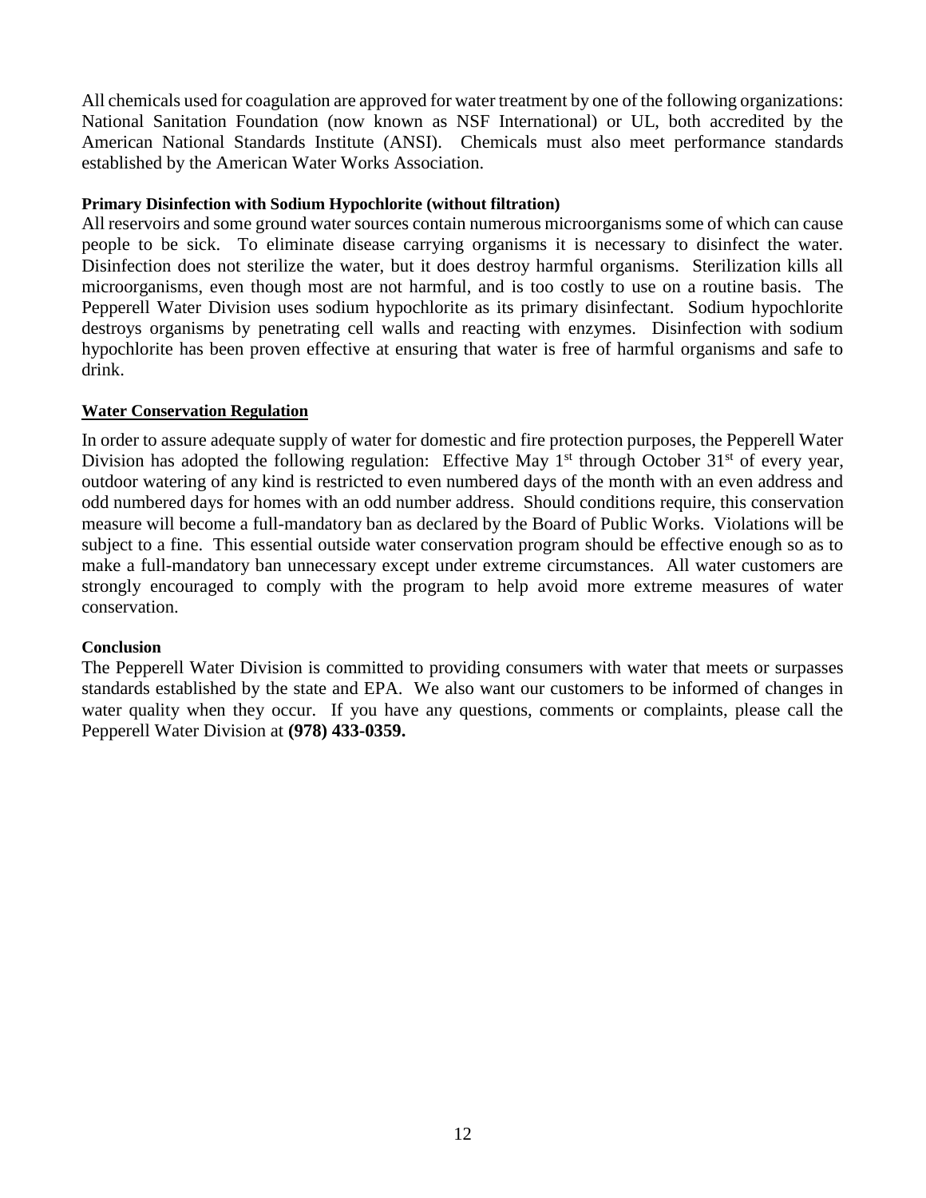All chemicals used for coagulation are approved for water treatment by one of the following organizations: National Sanitation Foundation (now known as NSF International) or UL, both accredited by the American National Standards Institute (ANSI). Chemicals must also meet performance standards established by the American Water Works Association.

**Primary Disinfection with Sodium Hypochlorite (without filtration)**

All reservoirs and some ground water sources contain numerous microorganisms some of which can cause people to be sick. To eliminate disease carrying organisms it is necessary to disinfect the water. Disinfection does not sterilize the water, but it does destroy harmful organisms. Sterilization kills all microorganisms, even though most are not harmful, and is too costly to use on a routine basis. The Pepperell Water Division uses sodium hypochlorite as its primary disinfectant. Sodium hypochlorite destroys organisms by penetrating cell walls and reacting with enzymes. Disinfection with sodium hypochlorite has been proven effective at ensuring that water is free of harmful organisms and safe to drink.

**Water Conservation Regulation**

In order to assure adequate supply of water for domestic and fire protection purposes, the Pepperell Water Division has adopted the following regulation: Effective May 1st through October 31st of every year, outdoor watering of any kind is restricted to even numbered days of the month with an even address and odd numbered days for homes with an odd number address. Should conditions require, this conservation measure will become a full-mandatory ban as declared by the Board of Public Works. Violations will be subject to a fine. This essential outside water conservation program should be effective enough so as to make a full-mandatory ban unnecessary except under extreme circumstances. All water customers are strongly encouraged to comply with the program to help avoid more extreme measures of water conservation.

**Conclusion**

The Pepperell Water Division is committed to providing consumers with water that meets or surpasses standards established by the state and EPA. We also want our customers to be informed of changes in water quality when they occur. If you have any questions, comments or complaints, please call the Pepperell Water Division at **(978) 433-0359.**